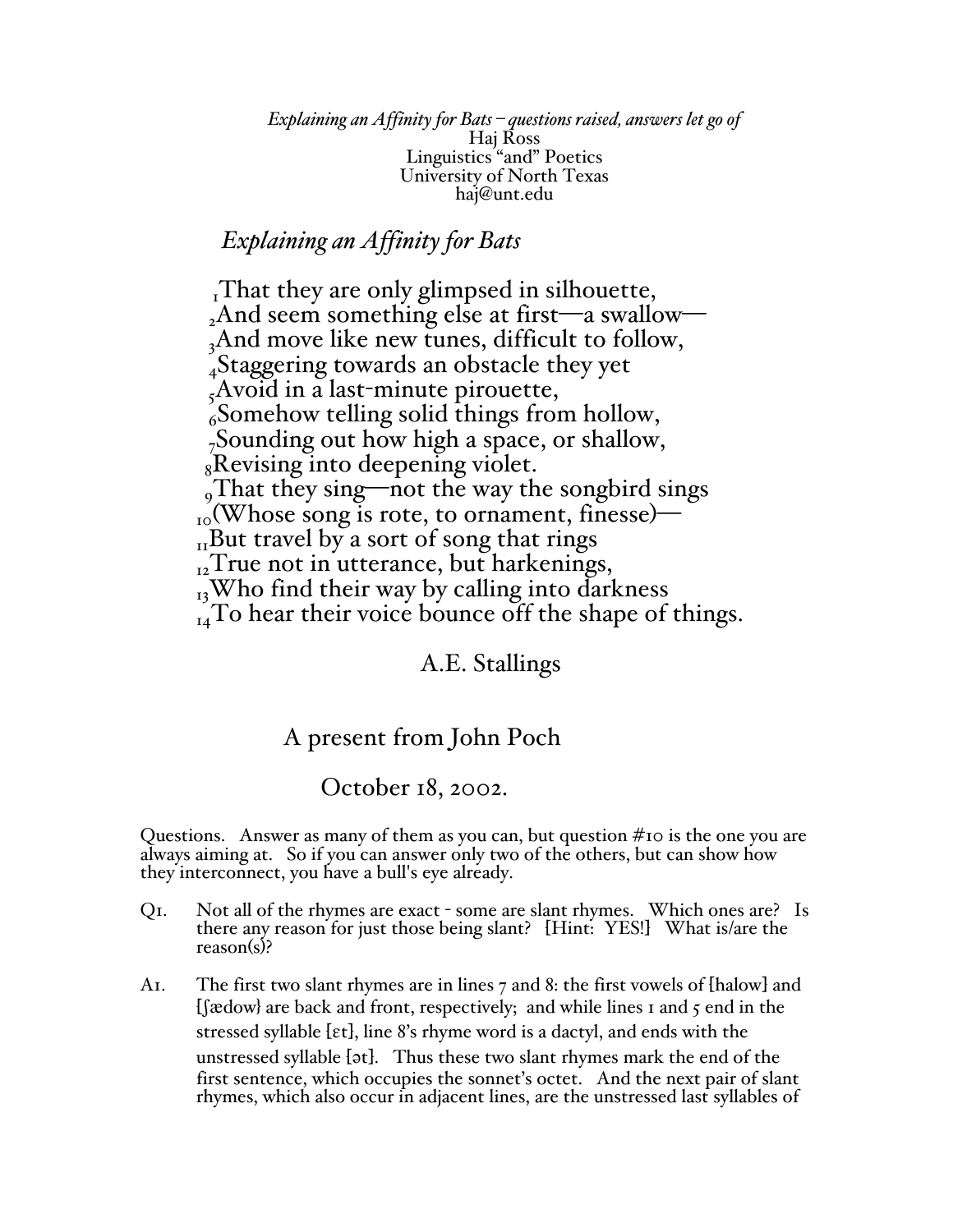*Explaining an Affinity for Bats – questions raised, answers let go of*
Haj Ross
Linguistics "and" Poetics
University of North Texas
haj@unt.edu

## *Explaining an Affinity for Bats*

1 That they are only glimpsed in silhouette,
2 And seem something else at first—a swallow—
3 And move like new tunes, difficult to follow,
4 Staggering towards an obstacle they yet
5 Avoid in a last-minute pirouette,
6 Somehow telling solid things from hollow,
7 Sounding out how high a space, or shallow,
8 Revising into deepening violet.
9 That they sing—not the way the songbird sings
10 (Whose song is rote, to ornament, finesse)—
11 But travel by a sort of song that rings
12 True not in utterance, but harkenings,
13 Who find their way by calling into darkness
14 To hear their voice bounce off the shape of things.

A.E. Stallings

A present from John Poch

October 18, 2002.

Questions. Answer as many of them as you can, but question #10 is the one you are always aiming at. So if you can answer only two of the others, but can show how they interconnect, you have a bull's eye already.

Q1. Not all of the rhymes are exact - some are slant rhymes. Which ones are? Is there any reason for just those being slant? [Hint: YES!] What is/are the reason(s)?

A1. The first two slant rhymes are in lines 7 and 8: the first vowels of [halow] and [ʃædow} are back and front, respectively; and while lines 1 and 5 end in the stressed syllable [ɛt], line 8's rhyme word is a dactyl, and ends with the unstressed syllable [ət]. Thus these two slant rhymes mark the end of the first sentence, which occupies the sonnet's octet. And the next pair of slant rhymes, which also occur in adjacent lines, are the unstressed last syllables of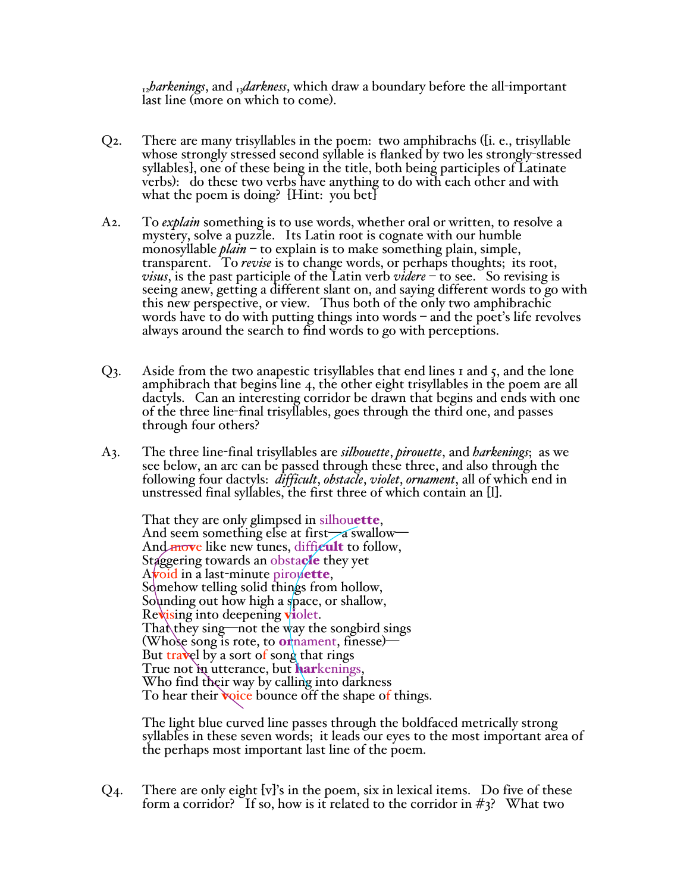$_{12}$*harkenings*, and $_{13}$*darkness*, which draw a boundary before the all-important last line (more on which to come).

Q2. There are many trisyllables in the poem: two amphibrachs ([i. e., trisyllable whose strongly stressed second syllable is flanked by two les strongly-stressed syllables], one of these being in the title, both being participles of Latinate verbs): do these two verbs have anything to do with each other and with what the poem is doing? [Hint: you bet]

A2. To *explain* something is to use words, whether oral or written, to resolve a mystery, solve a puzzle. Its Latin root is cognate with our humble monosyllable *plain* – to explain is to make something plain, simple, transparent. To *revise* is to change words, or perhaps thoughts; its root, *visus*, is the past participle of the Latin verb *videre* – to see. So revising is seeing anew, getting a different slant on, and saying different words to go with this new perspective, or view. Thus both of the only two amphibrachic words have to do with putting things into words – and the poet's life revolves always around the search to find words to go with perceptions.

Q3. Aside from the two anapestic trisyllables that end lines 1 and 5, and the lone amphibrach that begins line 4, the other eight trisyllables in the poem are all dactyls. Can an interesting corridor be drawn that begins and ends with one of the three line-final trisyllables, goes through the third one, and passes through four others?

A3. The three line-final trisyllables are *silhouette*, *pirouette*, and *harkenings*; as we see below, an arc can be passed through these three, and also through the following four dactyls: *difficult*, *obstacle*, *violet*, *ornament*, all of which end in unstressed final syllables, the first three of which contain an [l].

That they are only glimpsed in silhou**ette**,
And seem something else at first—a swallow—
And move like new tunes, diffi**cult** to follow,
Staggering towards an obsta**cle** they yet
Avoid in a last-minute pirou**ette**,
Somehow telling solid things from hollow,
Sounding out how high a space, or shallow,
Revising into deepening **vi**olet.
That they sing—not the way the songbird sings
(Whose song is rote, to **or**nament, finesse)—
But travel by a sort of song that rings
True not in utterance, but **har**kenings,
Who find their way by calling into darkness
To hear their voice bounce off the shape of things.

The light blue curved line passes through the boldfaced metrically strong syllables in these seven words; it leads our eyes to the most important area of the perhaps most important last line of the poem.

Q4. There are only eight [v]'s in the poem, six in lexical items. Do five of these form a corridor? If so, how is it related to the corridor in #3? What two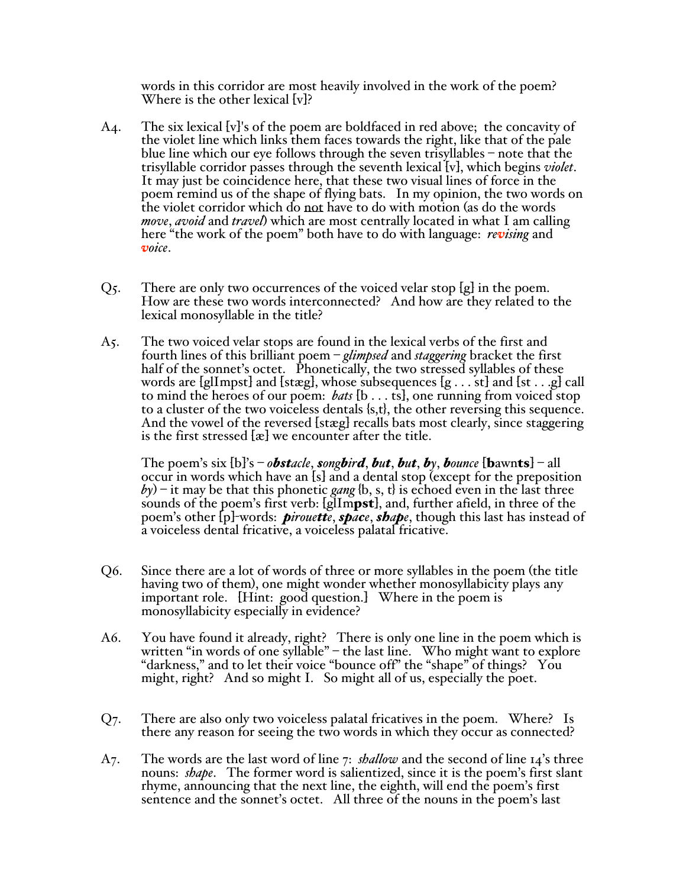words in this corridor are most heavily involved in the work of the poem? Where is the other lexical [v]?

A4. The six lexical [v]'s of the poem are boldfaced in red above; the concavity of the violet line which links them faces towards the right, like that of the pale blue line which our eye follows through the seven trisyllables – note that the trisyllable corridor passes through the seventh lexical [v], which begins *violet*. It may just be coincidence here, that these two visual lines of force in the poem remind us of the shape of flying bats. In my opinion, the two words on the violet corridor which do not have to do with motion (as do the words *move*, *avoid* and *travel*) which are most centrally located in what I am calling here "the work of the poem" both have to do with language: ***revising*** and ***voice***.

Q5. There are only two occurrences of the voiced velar stop [g] in the poem. How are these two words interconnected? And how are they related to the lexical monosyllable in the title?

A5. The two voiced velar stops are found in the lexical verbs of the first and fourth lines of this brilliant poem – *glimpsed* and *staggering* bracket the first half of the sonnet's octet. Phonetically, the two stressed syllables of these words are [glImpst] and [stæg], whose subsequences [g . . . st] and [st . . .g] call to mind the heroes of our poem: *bats* [b . . . ts], one running from voiced stop to a cluster of the two voiceless dentals {s,t}, the other reversing this sequence. And the vowel of the reversed [stæg] recalls bats most clearly, since staggering is the first stressed [æ] we encounter after the title.

The poem's six [b]'s – ***obst**acle*, *song**bird***, ***but***, ***but***, ***by***, ***b**ounce* [**b**awn**ts**] – all occur in words which have an [s] and a dental stop (except for the preposition *by*) – it may be that this phonetic *gang* {b, s, t} is echoed even in the last three sounds of the poem's first verb: [glIm**pst**], and, further afield, in three of the poem's other [p]-words: ***p**irouette*, ***sp**ace*, ***s**ha**p**e*, though this last has instead of a voiceless dental fricative, a voiceless palatal fricative.

Q6. Since there are a lot of words of three or more syllables in the poem (the title having two of them), one might wonder whether monosyllabicity plays any important role. [Hint: good question.] Where in the poem is monosyllabicity especially in evidence?

A6. You have found it already, right? There is only one line in the poem which is written "in words of one syllable" – the last line. Who might want to explore "darkness," and to let their voice "bounce off" the "shape" of things? You might, right? And so might I. So might all of us, especially the poet.

Q7. There are also only two voiceless palatal fricatives in the poem. Where? Is there any reason for seeing the two words in which they occur as connected?

A7. The words are the last word of line 7: *shallow* and the second of line 14's three nouns: *shape*. The former word is salientized, since it is the poem's first slant rhyme, announcing that the next line, the eighth, will end the poem's first sentence and the sonnet's octet. All three of the nouns in the poem's last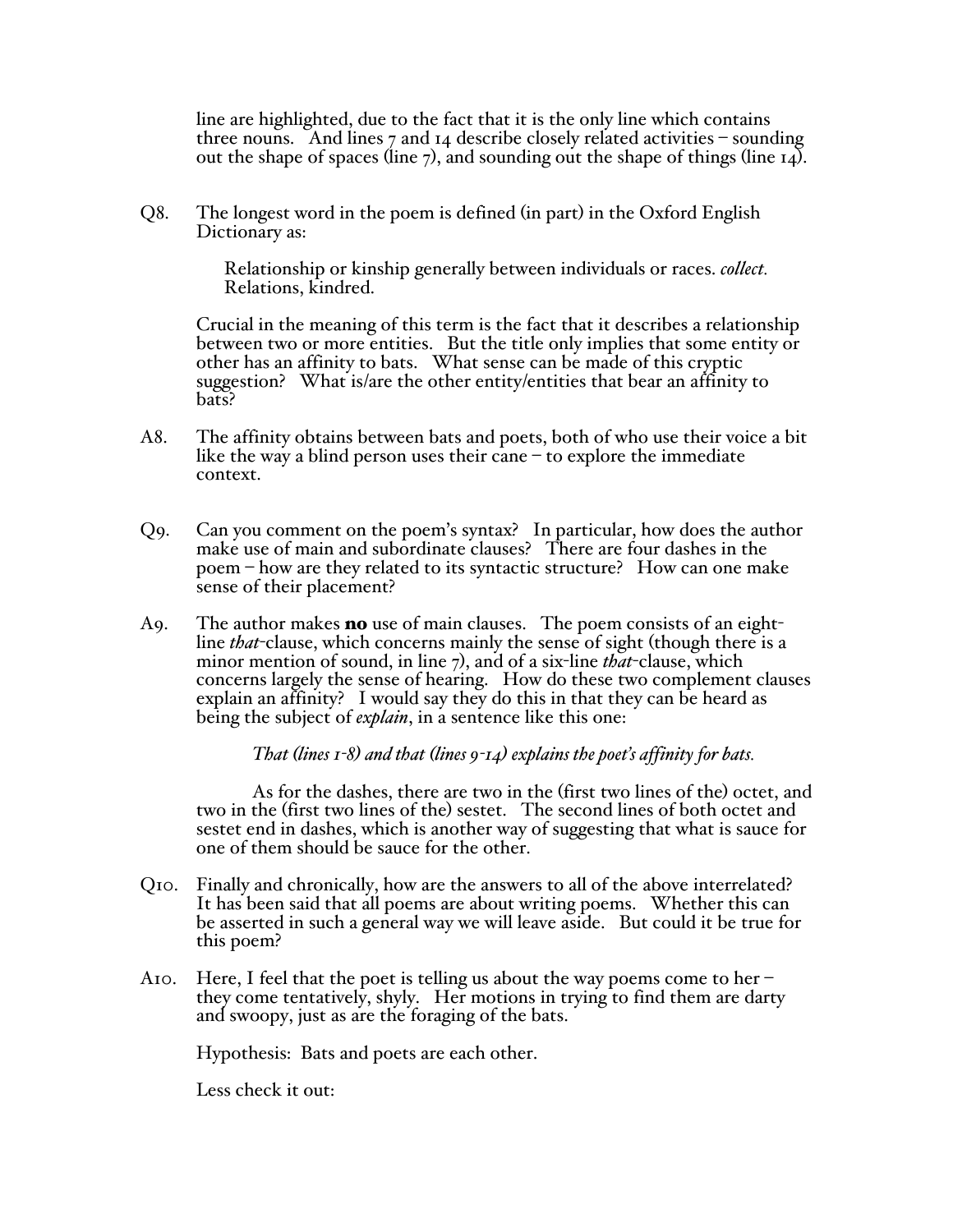line are highlighted, due to the fact that it is the only line which contains three nouns. And lines 7 and 14 describe closely related activities – sounding out the shape of spaces (line 7), and sounding out the shape of things (line 14).

Q8. The longest word in the poem is defined (in part) in the Oxford English Dictionary as:

> Relationship or kinship generally between individuals or races. *collect.* Relations, kindred.

Crucial in the meaning of this term is the fact that it describes a relationship between two or more entities. But the title only implies that some entity or other has an affinity to bats. What sense can be made of this cryptic suggestion? What is/are the other entity/entities that bear an affinity to bats?

A8. The affinity obtains between bats and poets, both of who use their voice a bit like the way a blind person uses their cane – to explore the immediate context.

Q9. Can you comment on the poem's syntax? In particular, how does the author make use of main and subordinate clauses? There are four dashes in the poem – how are they related to its syntactic structure? How can one make sense of their placement?

A9. The author makes **no** use of main clauses. The poem consists of an eight-line *that*-clause, which concerns mainly the sense of sight (though there is a minor mention of sound, in line 7), and of a six-line *that*-clause, which concerns largely the sense of hearing. How do these two complement clauses explain an affinity? I would say they do this in that they can be heard as being the subject of *explain*, in a sentence like this one:

> *That (lines 1-8) and that (lines 9-14) explains the poet's affinity for bats.*

As for the dashes, there are two in the (first two lines of the) octet, and two in the (first two lines of the) sestet. The second lines of both octet and sestet end in dashes, which is another way of suggesting that what is sauce for one of them should be sauce for the other.

Q10. Finally and chronically, how are the answers to all of the above interrelated? It has been said that all poems are about writing poems. Whether this can be asserted in such a general way we will leave aside. But could it be true for this poem?

A10. Here, I feel that the poet is telling us about the way poems come to her – they come tentatively, shyly. Her motions in trying to find them are darty and swoopy, just as are the foraging of the bats.

Hypothesis: Bats and poets are each other.

Less check it out: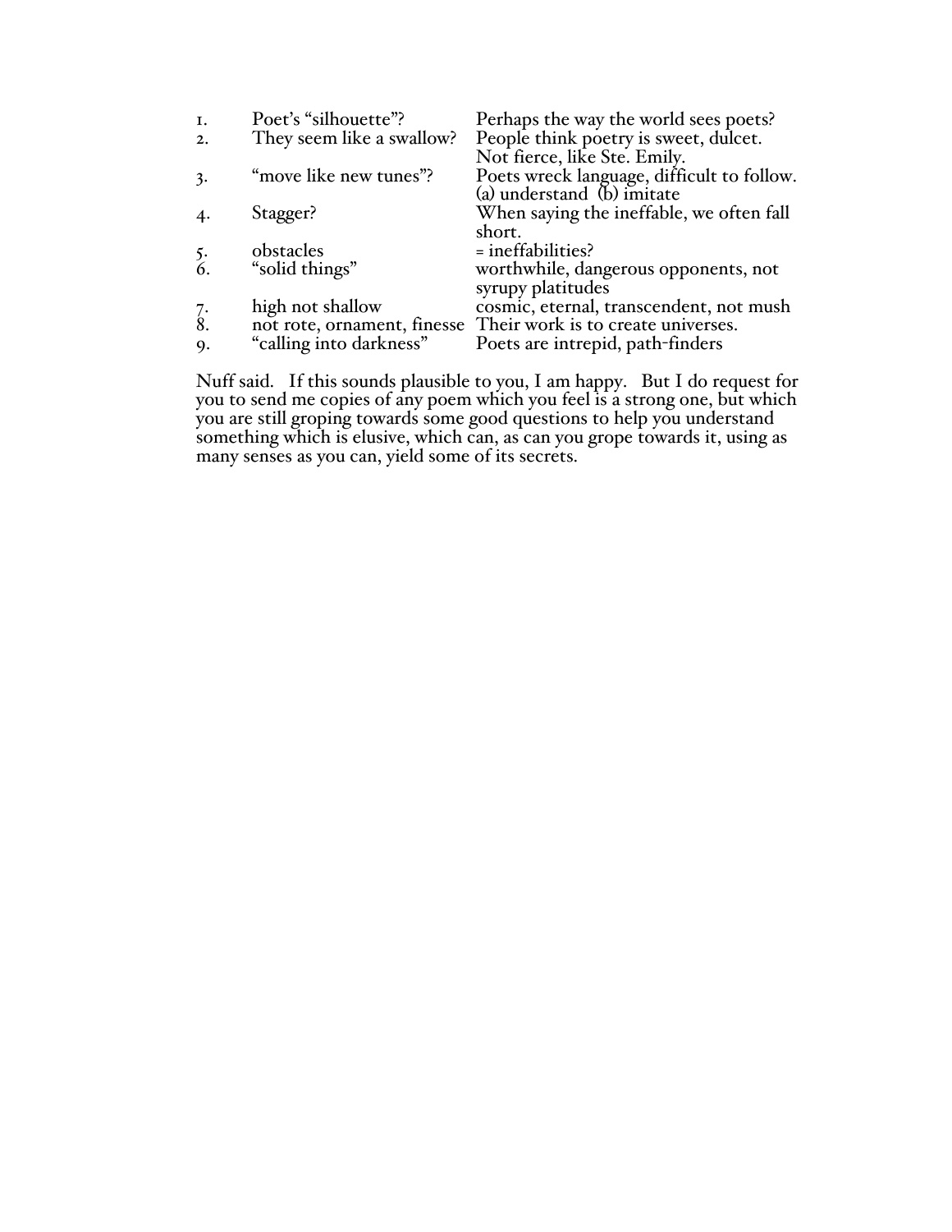| | | |
|---|---|---|
| 1. | Poet's "silhouette"? | Perhaps the way the world sees poets? |
| 2. | They seem like a swallow? | People think poetry is sweet, dulcet. Not fierce, like Ste. Emily. |
| 3. | "move like new tunes"? | Poets wreck language, difficult to follow. (a) understand (b) imitate |
| 4. | Stagger? | When saying the ineffable, we often fall short. |
| 5. | obstacles | = ineffabilities? |
| 6. | "solid things" | worthwhile, dangerous opponents, not syrupy platitudes |
| 7. | high not shallow | cosmic, eternal, transcendent, not mush |
| 8. | not rote, ornament, finesse | Their work is to create universes. |
| 9. | "calling into darkness" | Poets are intrepid, path-finders |

Nuff said. If this sounds plausible to you, I am happy. But I do request for you to send me copies of any poem which you feel is a strong one, but which you are still groping towards some good questions to help you understand something which is elusive, which can, as can you grope towards it, using as many senses as you can, yield some of its secrets.